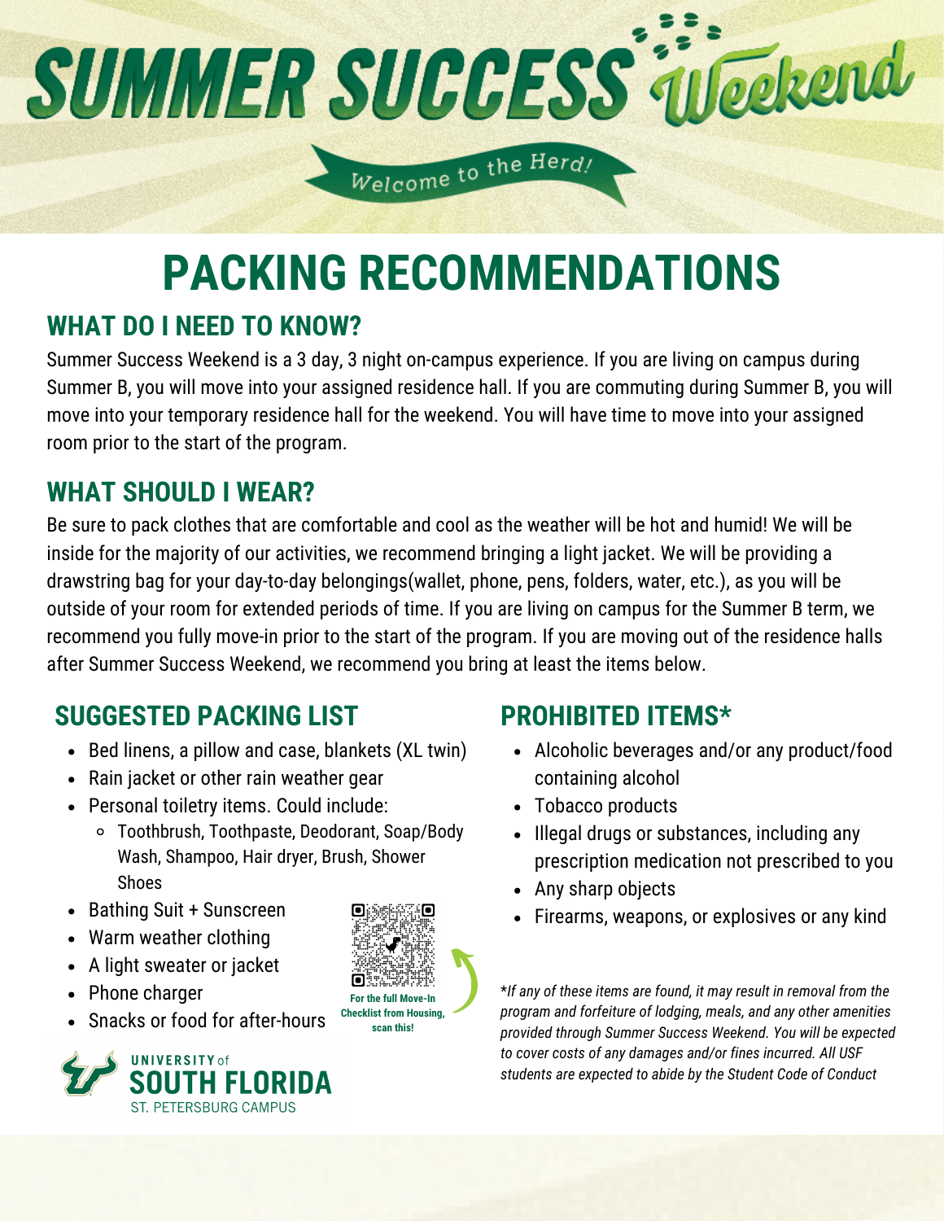# SUMMER SUCCESS Weekend

Welcome to the Herd!

# PACKING RECOMMENDATIONS

## WHAT DO I NEED TO KNOW?

Summer Success Weekend is a 3 day, 3 night on-campus experience. If you are living on campus during Summer B, you will move into your assigned residence hall. If you are commuting during Summer B, you will move into your temporary residence hall for the weekend. You will have time to move into your assigned room prior to the start of the program.

## WHAT SHOULD I WEAR?

Be sure to pack clothes that are comfortable and cool as the weather will be hot and humid! We will be inside for the majority of our activities, we recommend bringing a light jacket. We will be providing a drawstring bag for your day-to-day belongings(wallet, phone, pens, folders, water, etc.), as you will be outside of your room for extended periods of time. If you are living on campus for the Summer B term, we recommend you fully move-in prior to the start of the program. If you are moving out of the residence halls after Summer Success Weekend, we recommend you bring at least the items below.

## SUGGESTED PACKING LIST

- Bed linens, a pillow and case, blankets (XL twin)
- Rain jacket or other rain weather gear
- Personal toiletry items. Could include:
  - Toothbrush, Toothpaste, Deodorant, Soap/Body Wash, Shampoo, Hair dryer, Brush, Shower Shoes
- Bathing Suit + Sunscreen
- Warm weather clothing
- A light sweater or jacket
- Phone charger
- Snacks or food for after-hours

**For the full Move-In Checklist from Housing, scan this!**

UNIVERSITY of SOUTH FLORIDA
ST. PETERSBURG CAMPUS

## PROHIBITED ITEMS*

- Alcoholic beverages and/or any product/food containing alcohol
- Tobacco products
- Illegal drugs or substances, including any prescription medication not prescribed to you
- Any sharp objects
- Firearms, weapons, or explosives or any kind

*\*If any of these items are found, it may result in removal from the program and forfeiture of lodging, meals, and any other amenities provided through Summer Success Weekend. You will be expected to cover costs of any damages and/or fines incurred. All USF students are expected to abide by the Student Code of Conduct*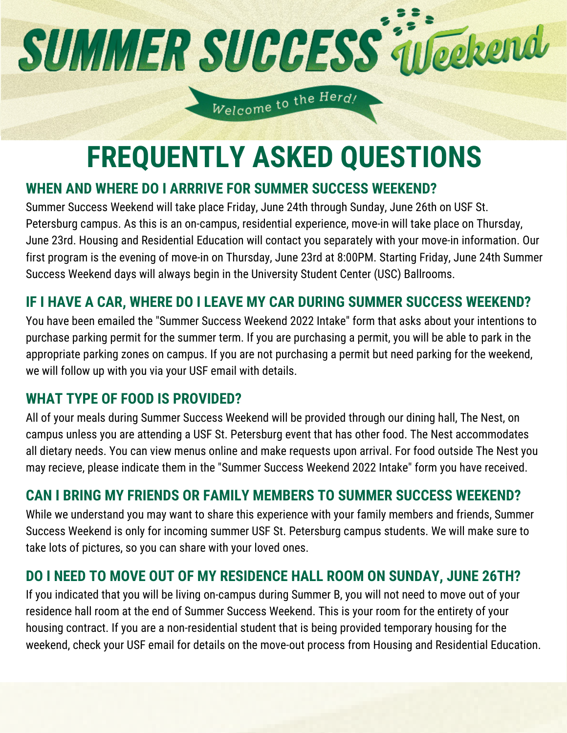SUMMER SUCCESS Weekend

Welcome to the Herd!

# FREQUENTLY ASKED QUESTIONS

## WHEN AND WHERE DO I ARRRIVE FOR SUMMER SUCCESS WEEKEND?

Summer Success Weekend will take place Friday, June 24th through Sunday, June 26th on USF St. Petersburg campus. As this is an on-campus, residential experience, move-in will take place on Thursday, June 23rd. Housing and Residential Education will contact you separately with your move-in information. Our first program is the evening of move-in on Thursday, June 23rd at 8:00PM. Starting Friday, June 24th Summer Success Weekend days will always begin in the University Student Center (USC) Ballrooms.

## IF I HAVE A CAR, WHERE DO I LEAVE MY CAR DURING SUMMER SUCCESS WEEKEND?

You have been emailed the "Summer Success Weekend 2022 Intake" form that asks about your intentions to purchase parking permit for the summer term. If you are purchasing a permit, you will be able to park in the appropriate parking zones on campus. If you are not purchasing a permit but need parking for the weekend, we will follow up with you via your USF email with details.

## WHAT TYPE OF FOOD IS PROVIDED?

All of your meals during Summer Success Weekend will be provided through our dining hall, The Nest, on campus unless you are attending a USF St. Petersburg event that has other food. The Nest accommodates all dietary needs. You can view menus online and make requests upon arrival. For food outside The Nest you may recieve, please indicate them in the "Summer Success Weekend 2022 Intake" form you have received.

## CAN I BRING MY FRIENDS OR FAMILY MEMBERS TO SUMMER SUCCESS WEEKEND?

While we understand you may want to share this experience with your family members and friends, Summer Success Weekend is only for incoming summer USF St. Petersburg campus students. We will make sure to take lots of pictures, so you can share with your loved ones.

## DO I NEED TO MOVE OUT OF MY RESIDENCE HALL ROOM ON SUNDAY, JUNE 26TH?

If you indicated that you will be living on-campus during Summer B, you will not need to move out of your residence hall room at the end of Summer Success Weekend. This is your room for the entirety of your housing contract. If you are a non-residential student that is being provided temporary housing for the weekend, check your USF email for details on the move-out process from Housing and Residential Education.